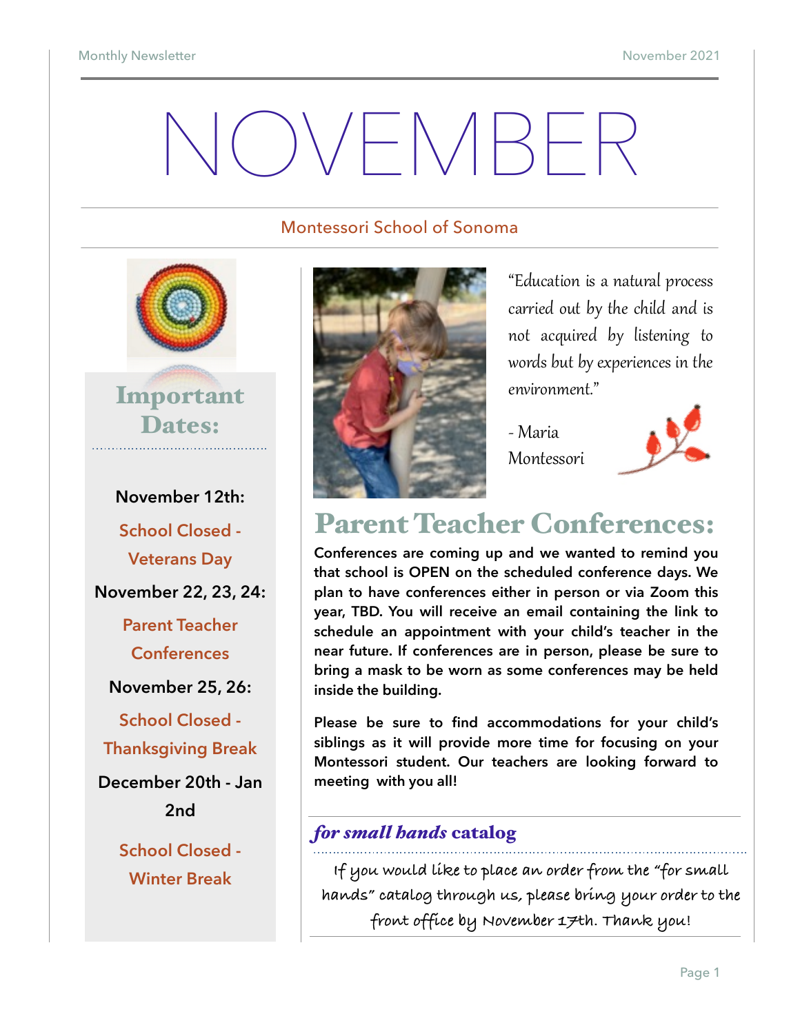# NOVEMBER

Montessori School of Sonoma

## Important Dates:

**November 12th:**

School Closed - Veterans Day

**November 22, 23, 24:**

Parent Teacher Conferences

**November 25, 26:**

School Closed - Thanksgiving Break

**December 20th - Jan 2nd**

School Closed - Winter Break

*"Education is a natural process carried out by the child and is not acquired by listening to words but by experiences in the environment."*

*- Maria Montessori*

## Parent Teacher Conferences:

**Conferences are coming up and we wanted to remind you that school is OPEN on the scheduled conference days. We plan to have conferences either in person or via Zoom this year, TBD. You will receive an email containing the link to schedule an appointment with your child's teacher in the near future. If conferences are in person, please be sure to bring a mask to be worn as some conferences may be held inside the building.**

**Please be sure to find accommodations for your child's siblings as it will provide more time for focusing on your Montessori student. Our teachers are looking forward to meeting with you all!**

## *for small hands* catalog

If you would like to place an order from the "for small hands" catalog through us, please bring your order to the front office by November 17th. Thank you!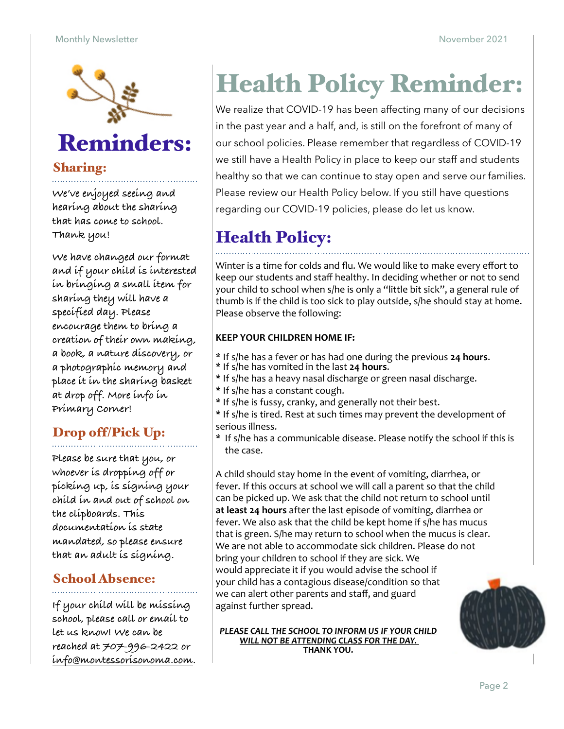# Reminders:

## Sharing:

We've enjoyed seeing and hearing about the sharing that has come to school. Thank you!

We have changed our format and if your child is interested in bringing a small item for sharing they will have a specified day. Please encourage them to bring a creation of their own making, a book, a nature discovery, or a photographic memory and place it in the sharing basket at drop off. More info in Primary Corner!

## Drop off/Pick Up:

Please be sure that you, or whoever is dropping off or picking up, is signing your child in and out of school on the clipboards. This documentation is state mandated, so please ensure that an adult is signing.

## School Absence:

If your child will be missing school, please call or email to let us know! We can be reached at 707-996-2422 or info@montessorisonoma.com.

# Health Policy Reminder:

We realize that COVID-19 has been affecting many of our decisions in the past year and a half, and, is still on the forefront of many of our school policies. Please remember that regardless of COVID-19 we still have a Health Policy in place to keep our staff and students healthy so that we can continue to stay open and serve our families. Please review our Health Policy below. If you still have questions regarding our COVID-19 policies, please do let us know.

## Health Policy:

Winter is a time for colds and flu. We would like to make every effort to keep our students and staff healthy. In deciding whether or not to send your child to school when s/he is only a "little bit sick", a general rule of thumb is if the child is too sick to play outside, s/he should stay at home. Please observe the following:

**KEEP YOUR CHILDREN HOME IF:**

* If s/he has a fever or has had one during the previous **24 hours**.
* If s/he has vomited in the last **24 hours**.
* If s/he has a heavy nasal discharge or green nasal discharge.
* If s/he has a constant cough.
* If s/he is fussy, cranky, and generally not their best.
* If s/he is tired. Rest at such times may prevent the development of serious illness.
* If s/he has a communicable disease. Please notify the school if this is the case.

A child should stay home in the event of vomiting, diarrhea, or fever. If this occurs at school we will call a parent so that the child can be picked up. We ask that the child not return to school until **at least 24 hours** after the last episode of vomiting, diarrhea or fever. We also ask that the child be kept home if s/he has mucus that is green. S/he may return to school when the mucus is clear. We are not able to accommodate sick children. Please do not bring your children to school if they are sick. We would appreciate it if you would advise the school if your child has a contagious disease/condition so that we can alert other parents and staff, and guard against further spread.

***PLEASE CALL THE SCHOOL TO INFORM US IF YOUR CHILD WILL NOT BE ATTENDING CLASS FOR THE DAY.***
**THANK YOU.**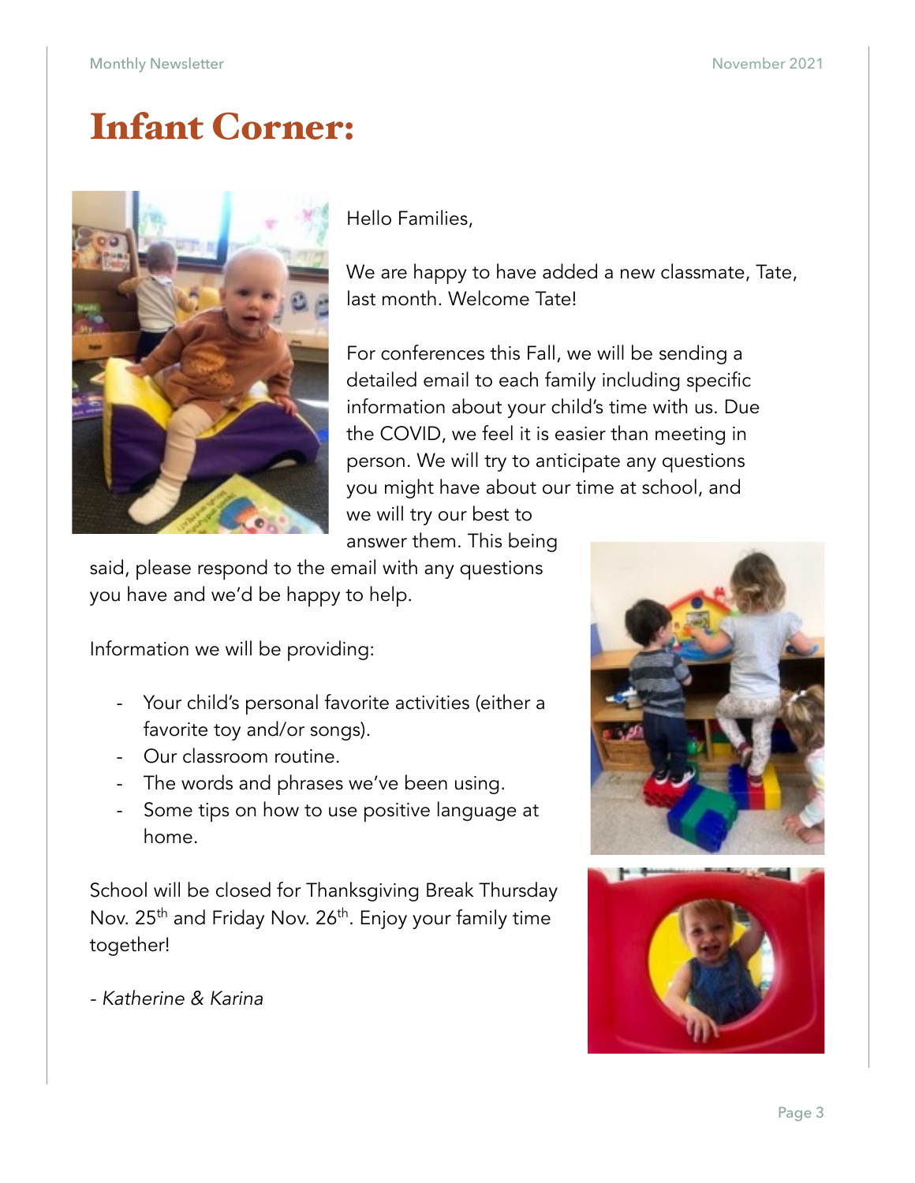# Infant Corner:

Hello Families,

We are happy to have added a new classmate, Tate, last month. Welcome Tate!

For conferences this Fall, we will be sending a detailed email to each family including specific information about your child's time with us. Due the COVID, we feel it is easier than meeting in person. We will try to anticipate any questions you might have about our time at school, and we will try our best to answer them. This being said, please respond to the email with any questions you have and we'd be happy to help.

Information we will be providing:

- Your child's personal favorite activities (either a favorite toy and/or songs).
- Our classroom routine.
- The words and phrases we've been using.
- Some tips on how to use positive language at home.

School will be closed for Thanksgiving Break Thursday Nov. 25th and Friday Nov. 26th. Enjoy your family time together!

*- Katherine & Karina*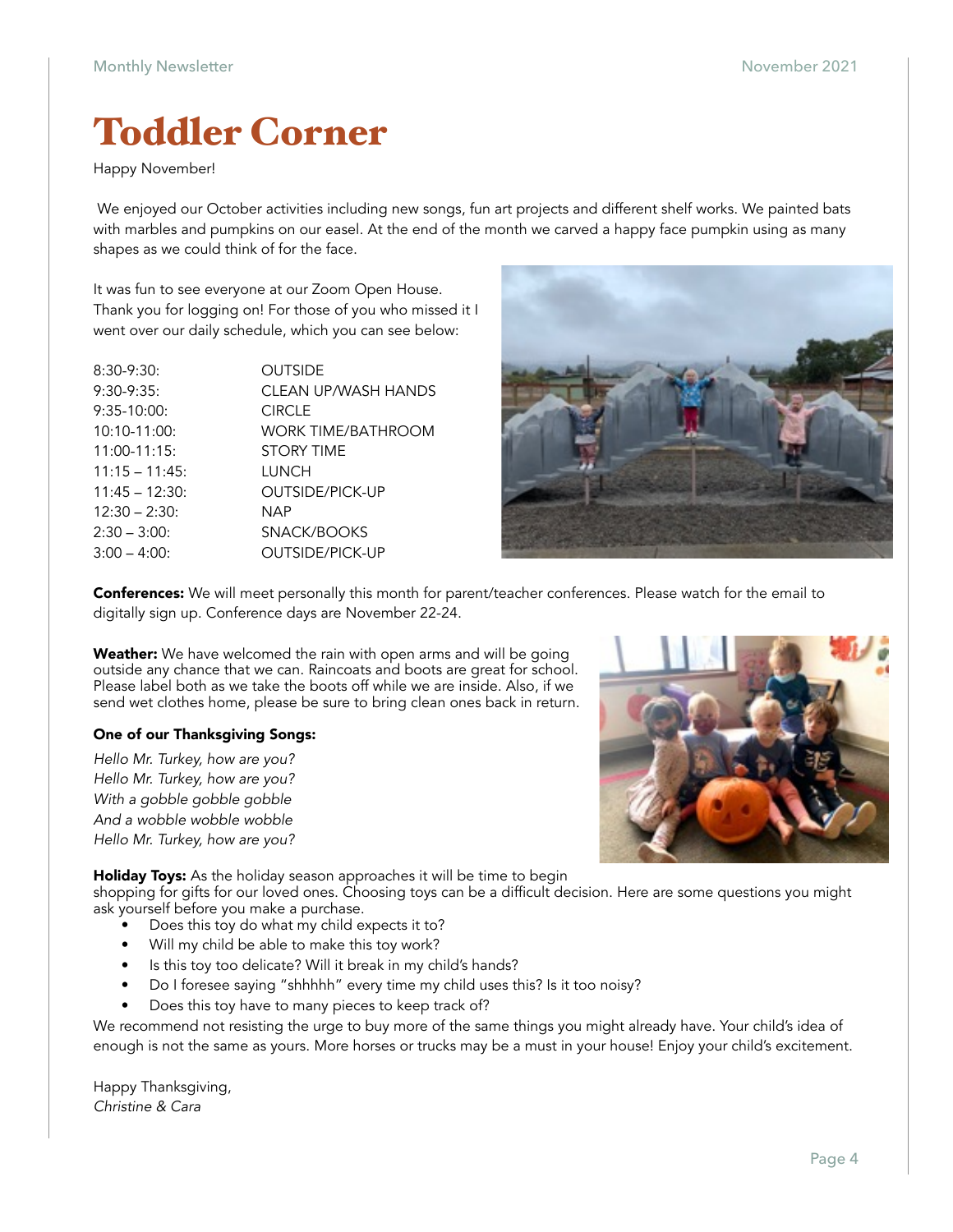# Toddler Corner

Happy November!

We enjoyed our October activities including new songs, fun art projects and different shelf works. We painted bats with marbles and pumpkins on our easel. At the end of the month we carved a happy face pumpkin using as many shapes as we could think of for the face.

It was fun to see everyone at our Zoom Open House. Thank you for logging on! For those of you who missed it I went over our daily schedule, which you can see below:

| | |
|---|---|
| 8:30-9:30: | OUTSIDE |
| 9:30-9:35: | CLEAN UP/WASH HANDS |
| 9:35-10:00: | CIRCLE |
| 10:10-11:00: | WORK TIME/BATHROOM |
| 11:00-11:15: | STORY TIME |
| 11:15 – 11:45: | LUNCH |
| 11:45 – 12:30: | OUTSIDE/PICK-UP |
| 12:30 – 2:30: | NAP |
| 2:30 – 3:00: | SNACK/BOOKS |
| 3:00 – 4:00: | OUTSIDE/PICK-UP |

**Conferences:** We will meet personally this month for parent/teacher conferences. Please watch for the email to digitally sign up. Conference days are November 22-24.

**Weather:** We have welcomed the rain with open arms and will be going outside any chance that we can. Raincoats and boots are great for school. Please label both as we take the boots off while we are inside. Also, if we send wet clothes home, please be sure to bring clean ones back in return.

**One of our Thanksgiving Songs:**

*Hello Mr. Turkey, how are you?*
*Hello Mr. Turkey, how are you?*
*With a gobble gobble gobble*
*And a wobble wobble wobble*
*Hello Mr. Turkey, how are you?*

**Holiday Toys:** As the holiday season approaches it will be time to begin shopping for gifts for our loved ones. Choosing toys can be a difficult decision. Here are some questions you might ask yourself before you make a purchase.

- Does this toy do what my child expects it to?
- Will my child be able to make this toy work?
- Is this toy too delicate? Will it break in my child's hands?
- Do I foresee saying "shhhhh" every time my child uses this? Is it too noisy?
- Does this toy have to many pieces to keep track of?

We recommend not resisting the urge to buy more of the same things you might already have. Your child's idea of enough is not the same as yours. More horses or trucks may be a must in your house! Enjoy your child's excitement.

Happy Thanksgiving,
*Christine & Cara*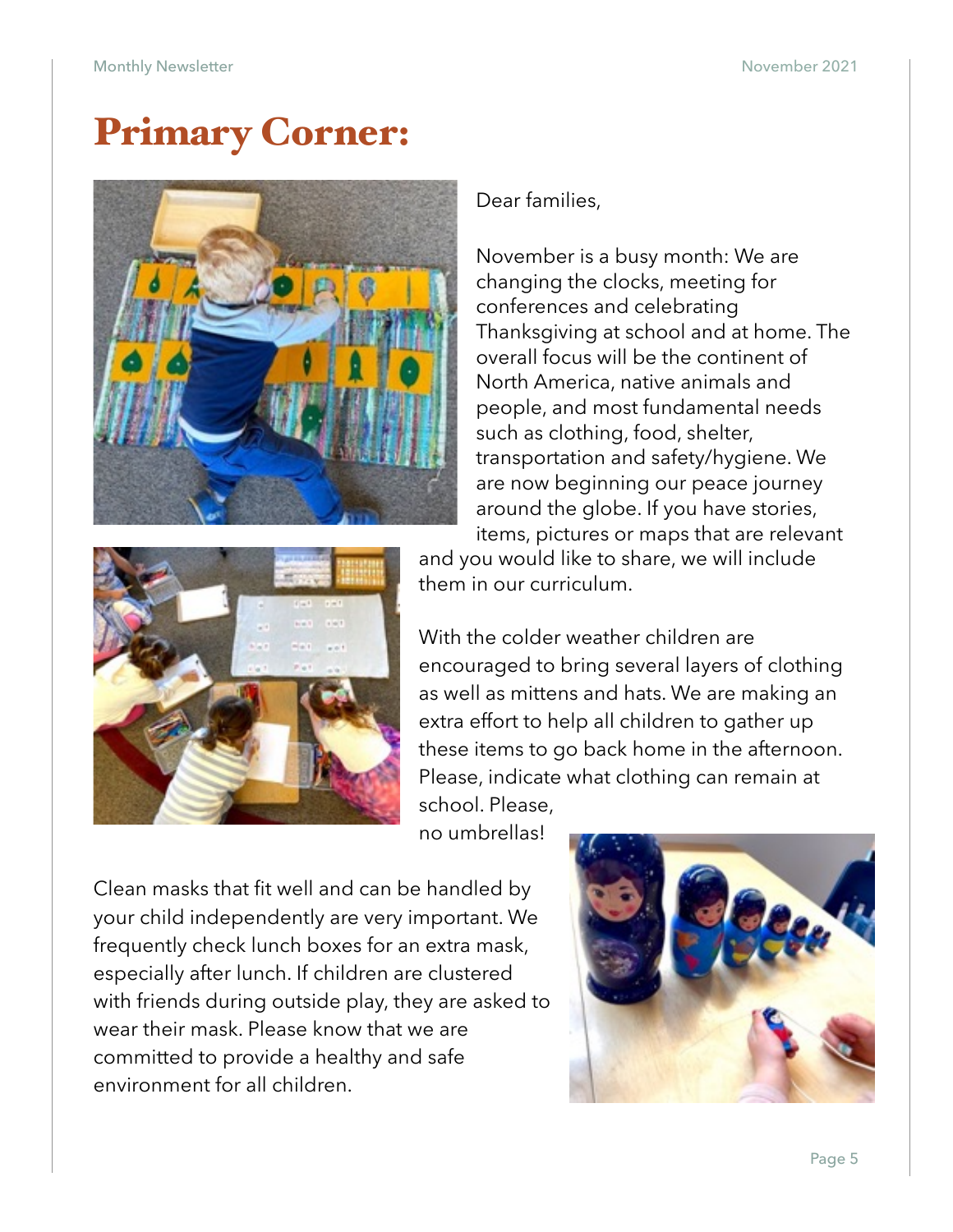# Primary Corner:

Dear families,

November is a busy month: We are changing the clocks, meeting for conferences and celebrating Thanksgiving at school and at home. The overall focus will be the continent of North America, native animals and people, and most fundamental needs such as clothing, food, shelter, transportation and safety/hygiene. We are now beginning our peace journey around the globe. If you have stories, items, pictures or maps that are relevant and you would like to share, we will include them in our curriculum.

With the colder weather children are encouraged to bring several layers of clothing as well as mittens and hats. We are making an extra effort to help all children to gather up these items to go back home in the afternoon. Please, indicate what clothing can remain at school. Please, no umbrellas!

Clean masks that fit well and can be handled by your child independently are very important. We frequently check lunch boxes for an extra mask, especially after lunch. If children are clustered with friends during outside play, they are asked to wear their mask. Please know that we are committed to provide a healthy and safe environment for all children.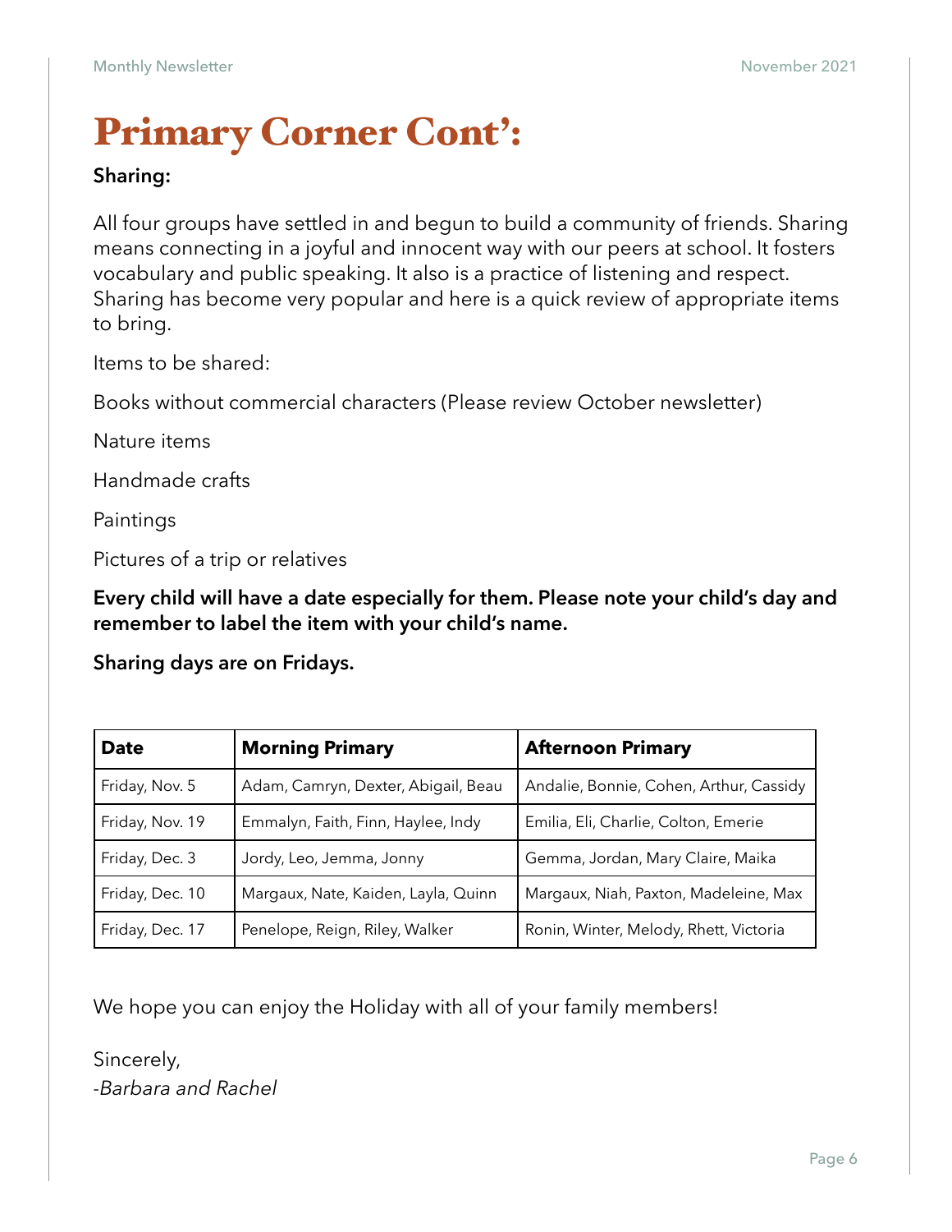# Primary Corner Cont':

**Sharing:**

All four groups have settled in and begun to build a community of friends. Sharing means connecting in a joyful and innocent way with our peers at school. It fosters vocabulary and public speaking. It also is a practice of listening and respect. Sharing has become very popular and here is a quick review of appropriate items to bring.

Items to be shared:

Books without commercial characters (Please review October newsletter)

Nature items

Handmade crafts

Paintings

Pictures of a trip or relatives

**Every child will have a date especially for them. Please note your child's day and remember to label the item with your child's name.**

**Sharing days are on Fridays.**

| Date | Morning Primary | Afternoon Primary |
|---|---|---|
| Friday, Nov. 5 | Adam, Camryn, Dexter, Abigail, Beau | Andalie, Bonnie, Cohen, Arthur, Cassidy |
| Friday, Nov. 19 | Emmalyn, Faith, Finn, Haylee, Indy | Emilia, Eli, Charlie, Colton, Emerie |
| Friday, Dec. 3 | Jordy, Leo, Jemma, Jonny | Gemma, Jordan, Mary Claire, Maika |
| Friday, Dec. 10 | Margaux, Nate, Kaiden, Layla, Quinn | Margaux, Niah, Paxton, Madeleine, Max |
| Friday, Dec. 17 | Penelope, Reign, Riley, Walker | Ronin, Winter, Melody, Rhett, Victoria |

We hope you can enjoy the Holiday with all of your family members!

Sincerely,
*-Barbara and Rachel*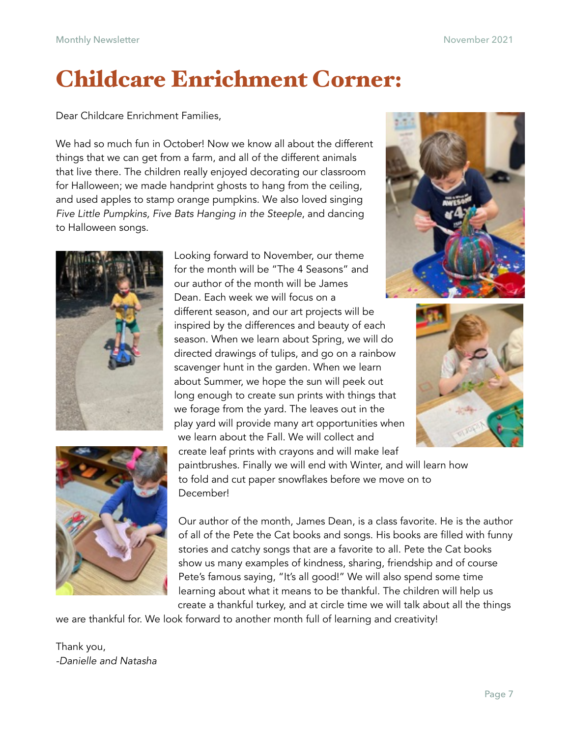# Childcare Enrichment Corner:

Dear Childcare Enrichment Families,

We had so much fun in October! Now we know all about the different things that we can get from a farm, and all of the different animals that live there. The children really enjoyed decorating our classroom for Halloween; we made handprint ghosts to hang from the ceiling, and used apples to stamp orange pumpkins. We also loved singing *Five Little Pumpkins, Five Bats Hanging in the Steeple*, and dancing to Halloween songs.

Looking forward to November, our theme for the month will be "The 4 Seasons" and our author of the month will be James Dean. Each week we will focus on a different season, and our art projects will be inspired by the differences and beauty of each season. When we learn about Spring, we will do directed drawings of tulips, and go on a rainbow scavenger hunt in the garden. When we learn about Summer, we hope the sun will peek out long enough to create sun prints with things that we forage from the yard. The leaves out in the play yard will provide many art opportunities when we learn about the Fall. We will collect and create leaf prints with crayons and will make leaf paintbrushes. Finally we will end with Winter, and will learn how to fold and cut paper snowflakes before we move on to December!

Our author of the month, James Dean, is a class favorite. He is the author of all of the Pete the Cat books and songs. His books are filled with funny stories and catchy songs that are a favorite to all. Pete the Cat books show us many examples of kindness, sharing, friendship and of course Pete's famous saying, "It's all good!" We will also spend some time learning about what it means to be thankful. The children will help us create a thankful turkey, and at circle time we will talk about all the things we are thankful for. We look forward to another month full of learning and creativity!

Thank you,
*-Danielle and Natasha*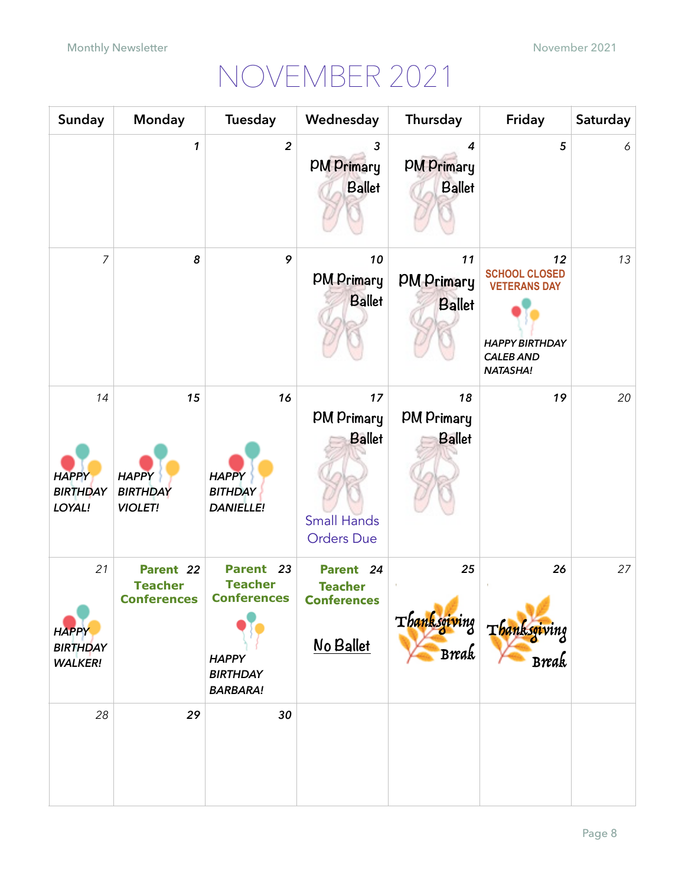# NOVEMBER 2021

| Sunday | Monday | Tuesday | Wednesday | Thursday | Friday | Saturday |
| --- | --- | --- | --- | --- | --- | --- |
| | 1 | 2 | 3 PM Primary Ballet | 4 PM Primary Ballet | 5 | 6 |
| 7 | 8 | 9 | 10 PM Primary Ballet | 11 PM Primary Ballet | 12 SCHOOL CLOSED VETERANS DAY *HAPPY BIRTHDAY CALEB AND NATASHA!* | 13 |
| 14 *HAPPY BIRTHDAY LOYAL!* | 15 *HAPPY BIRTHDAY VIOLET!* | 16 *HAPPY BITHDAY DANIELLE!* | 17 PM Primary Ballet Small Hands Orders Due | 18 PM Primary Ballet | 19 | 20 |
| 21 *HAPPY BIRTHDAY WALKER!* | 22 **Parent Teacher Conferences** | 23 **Parent Teacher Conferences** *HAPPY BIRTHDAY BARBARA!* | 24 **Parent Teacher Conferences** No Ballet | 25 Thanksgiving Break | 26 Thanksgiving Break | 27 |
| 28 | 29 | 30 | | | | |